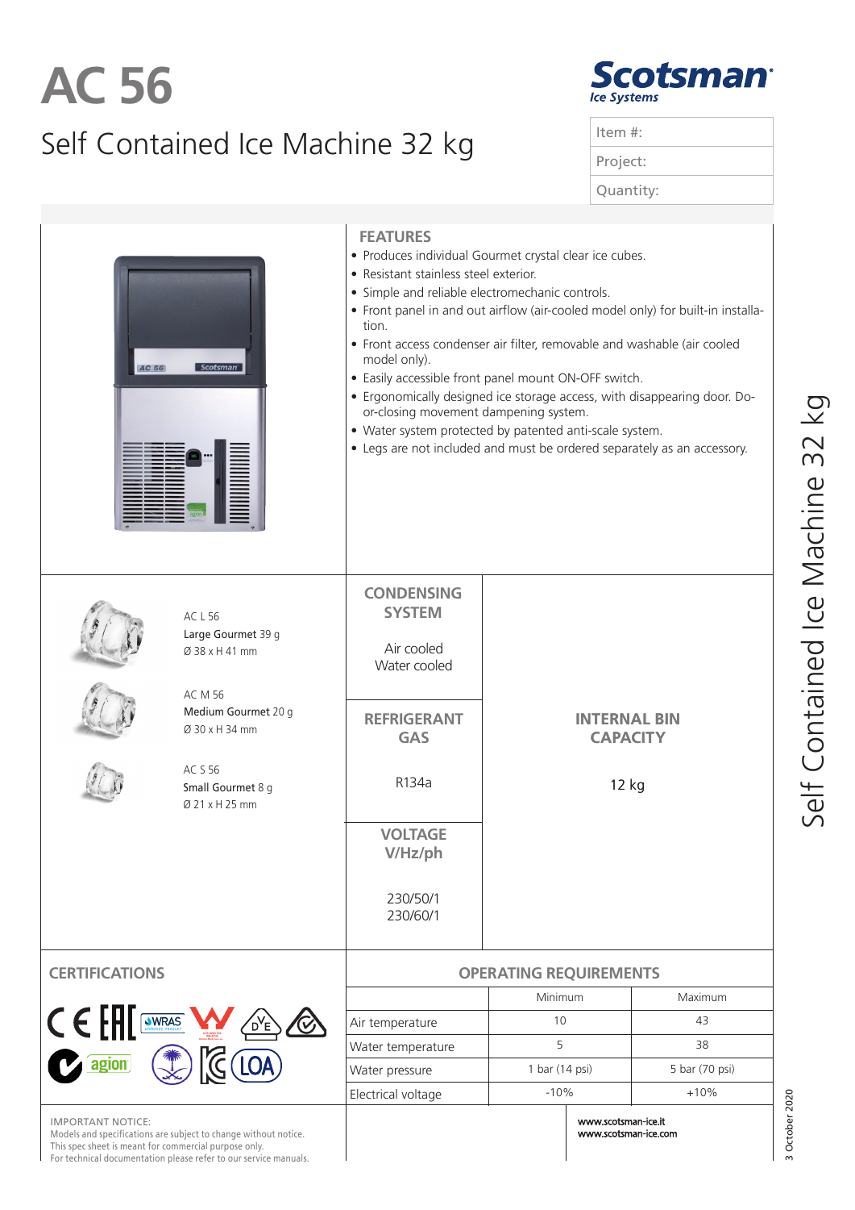# AC 56

## Self Contained Ice Machine 32 kg

Item #:

Project:

Quantity:

## FEATURES

- Produces individual Gourmet crystal clear ice cubes.
- Resistant stainless steel exterior.
- Simple and reliable electromechanic controls.
- Front panel in and out airflow (air-cooled model only) for built-in installation.
- Front access condenser air filter, removable and washable (air cooled model only).
- Easily accessible front panel mount ON-OFF switch.
- Ergonomically designed ice storage access, with disappearing door. Door-closing movement dampening system.
- Water system protected by patented anti-scale system.
- Legs are not included and must be ordered separately as an accessory.

AC L 56
Large Gourmet 39 g
Ø 38 x H 41 mm

AC M 56
Medium Gourmet 20 g
Ø 30 x H 34 mm

AC S 56
Small Gourmet 8 g
Ø 21 x H 25 mm

## CONDENSING SYSTEM

Air cooled
Water cooled

## REFRIGERANT GAS

R134a

## VOLTAGE V/Hz/ph

230/50/1
230/60/1

## INTERNAL BIN CAPACITY

12 kg

## CERTIFICATIONS

## OPERATING REQUIREMENTS

| | Minimum | Maximum |
|---|---|---|
| Air temperature | 10 | 43 |
| Water temperature | 5 | 38 |
| Water pressure | 1 bar (14 psi) | 5 bar (70 psi) |
| Electrical voltage | -10% | +10% |

IMPORTANT NOTICE:
Models and specifications are subject to change without notice.
This spec sheet is meant for commercial purpose only.
For technical documentation please refer to our service manuals.

www.scotsman-ice.it
www.scotsman-ice.com

3 October 2020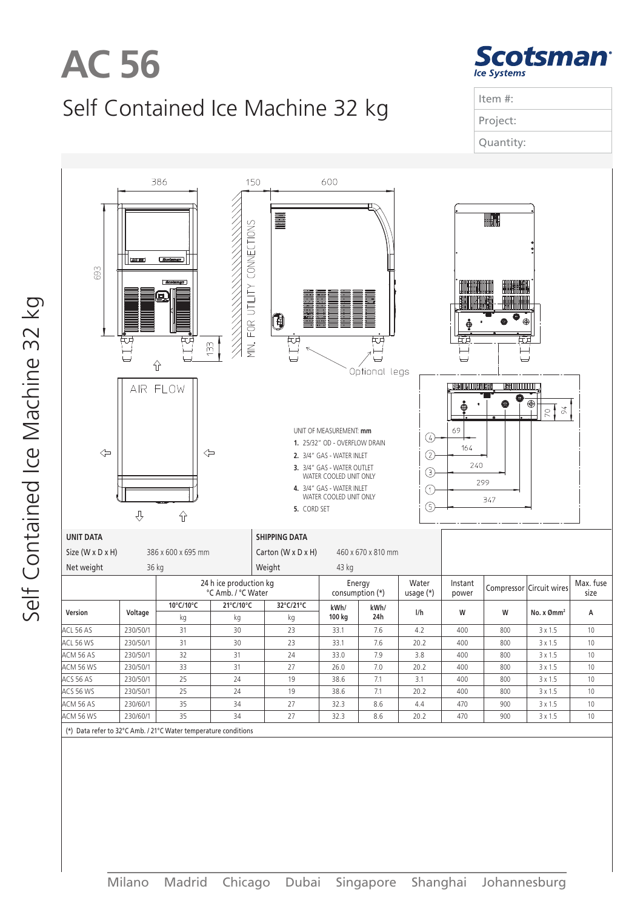# AC 56

## Self Contained Ice Machine 32 kg

Item #:

Project:

Quantity:

386

150

600

693

133

MIN. FOR UTILITY CONNECTIONS

Optional legs

AIR FLOW

UNIT OF MEASUREMENT: **mm**

1. 25/32" OD - OVERFLOW DRAIN
2. 3/4" GAS - WATER INLET
3. 3/4" GAS - WATER OUTLET WATER COOLED UNIT ONLY
4. 3/4" GAS - WATER INLET WATER COOLED UNIT ONLY
5. CORD SET

70

94

69

164

240

299

347

| UNIT DATA | | SHIPPING DATA | |
|---|---|---|---|
| Size (W x D x H) | 386 x 600 x 695 mm | Carton (W x D x H) | 460 x 670 x 810 mm |
| Net weight | 36 kg | Weight | 43 kg |

| | | 24 h ice production kg °C Amb. / °C Water | | | Energy consumption (*) | | Water usage (*) | Instant power | Compressor | Circuit wires | Max. fuse size |
|---|---|---|---|---|---|---|---|---|---|---|---|
| Version | Voltage | 10°C/10°C | 21°C/10°C | 32°C/21°C | kWh/ 100 kg | kWh/ 24h | l/h | W | W | No. x Ømm² | A |
| | | kg | kg | kg | | | | | | | |
| ACL 56 AS | 230/50/1 | 31 | 30 | 23 | 33.1 | 7.6 | 4.2 | 400 | 800 | 3 x 1.5 | 10 |
| ACL 56 WS | 230/50/1 | 31 | 30 | 23 | 33.1 | 7.6 | 20.2 | 400 | 800 | 3 x 1.5 | 10 |
| ACM 56 AS | 230/50/1 | 32 | 31 | 24 | 33.0 | 7.9 | 3.8 | 400 | 800 | 3 x 1.5 | 10 |
| ACM 56 WS | 230/50/1 | 33 | 31 | 27 | 26.0 | 7.0 | 20.2 | 400 | 800 | 3 x 1.5 | 10 |
| ACS 56 AS | 230/50/1 | 25 | 24 | 19 | 38.6 | 7.1 | 3.1 | 400 | 800 | 3 x 1.5 | 10 |
| ACS 56 WS | 230/50/1 | 25 | 24 | 19 | 38.6 | 7.1 | 20.2 | 400 | 800 | 3 x 1.5 | 10 |
| ACM 56 AS | 230/60/1 | 35 | 34 | 27 | 32.3 | 8.6 | 4.4 | 470 | 900 | 3 x 1.5 | 10 |
| ACM 56 WS | 230/60/1 | 35 | 34 | 27 | 32.3 | 8.6 | 20.2 | 470 | 900 | 3 x 1.5 | 10 |

(*) Data refer to 32°C Amb. / 21°C Water temperature conditions

Milano Madrid Chicago Dubai Singapore Shanghai Johannesburg